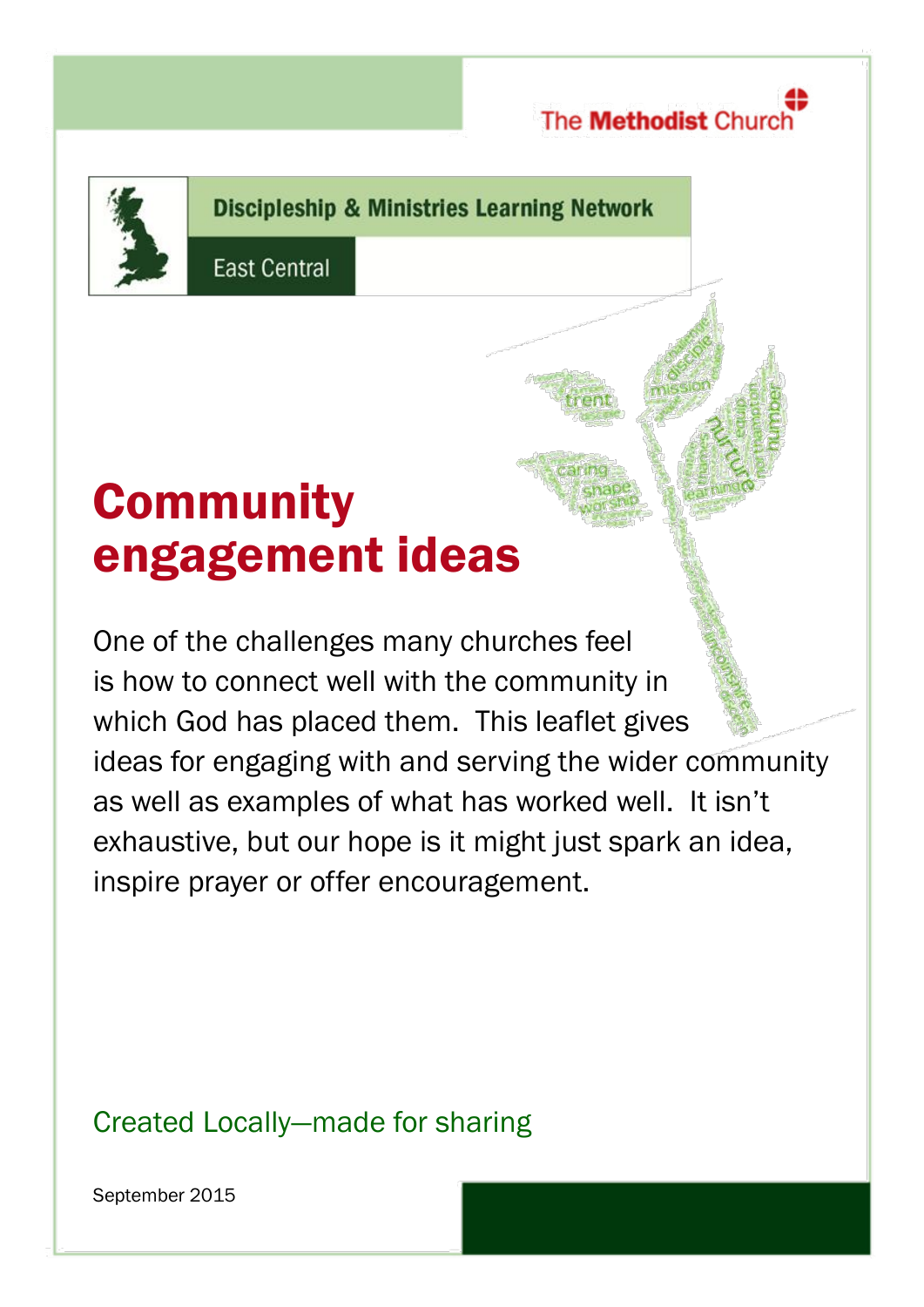The Methodist Church

Discipleship & Ministries Learning Network

East Central

# Community engagement ideas

One of the challenges many churches feel is how to connect well with the community in which God has placed them. This leaflet gives ideas for engaging with and serving the wider community as well as examples of what has worked well. It isn't exhaustive, but our hope is it might just spark an idea, inspire prayer or offer encouragement.

Created Locally—made for sharing

September 2015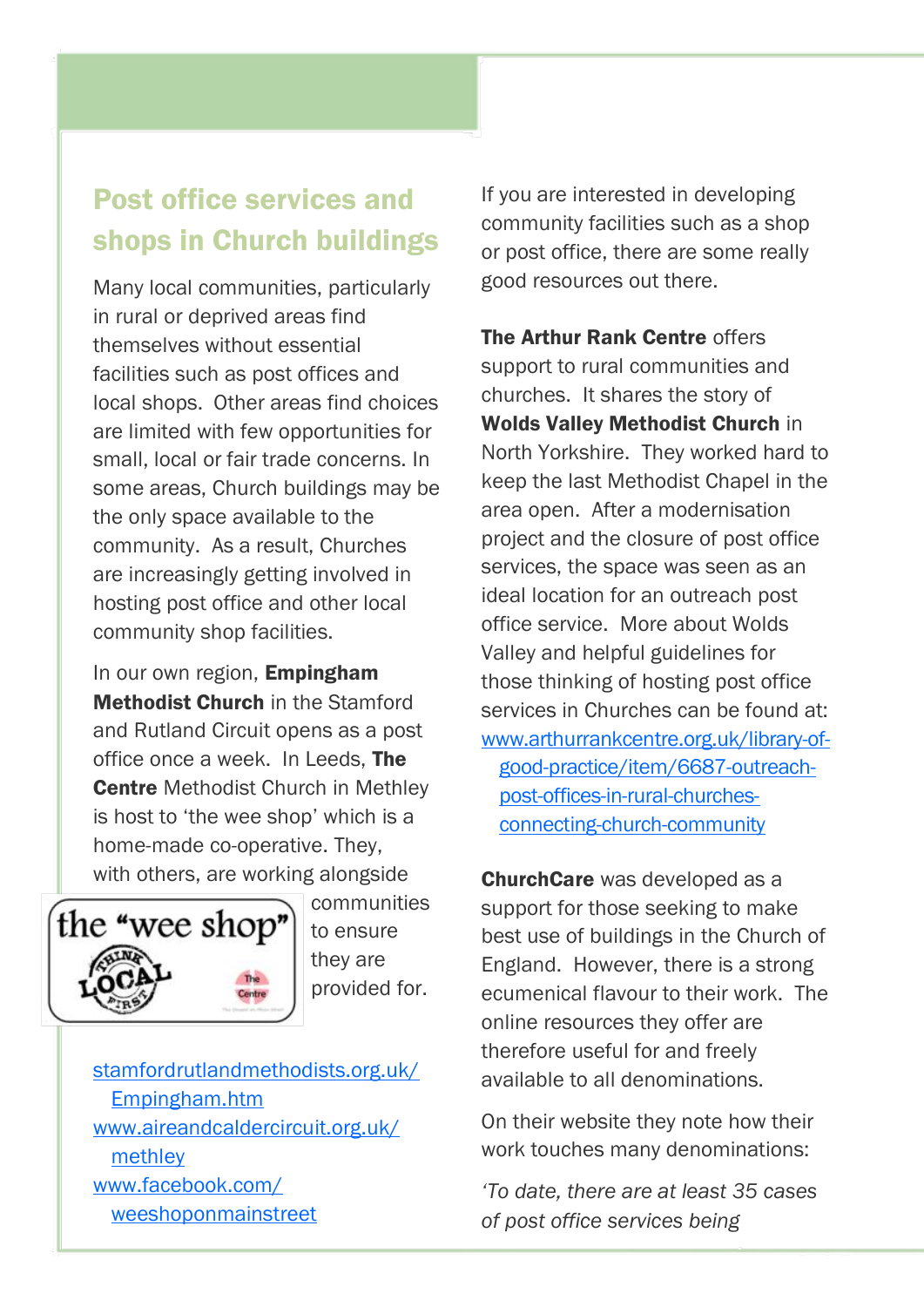## Post office services and shops in Church buildings

Many local communities, particularly in rural or deprived areas find themselves without essential facilities such as post offices and local shops. Other areas find choices are limited with few opportunities for small, local or fair trade concerns. In some areas, Church buildings may be the only space available to the community. As a result, Churches are increasingly getting involved in hosting post office and other local community shop facilities.

In our own region, **Empingham Methodist Church** in the Stamford and Rutland Circuit opens as a post office once a week. In Leeds, **The Centre** Methodist Church in Methley is host to 'the wee shop' which is a home-made co-operative. They, with others, are working alongside communities to ensure they are provided for.

stamfordrutlandmethodists.org.uk/Empingham.htm
www.aireandcaldercircuit.org.uk/methley
www.facebook.com/weeshoponmainstreet

If you are interested in developing community facilities such as a shop or post office, there are some really good resources out there.

**The Arthur Rank Centre** offers support to rural communities and churches. It shares the story of **Wolds Valley Methodist Church** in North Yorkshire. They worked hard to keep the last Methodist Chapel in the area open. After a modernisation project and the closure of post office services, the space was seen as an ideal location for an outreach post office service. More about Wolds Valley and helpful guidelines for those thinking of hosting post office services in Churches can be found at:
www.arthurrankcentre.org.uk/library-of-good-practice/item/6687-outreach-post-offices-in-rural-churches-connecting-church-community

**ChurchCare** was developed as a support for those seeking to make best use of buildings in the Church of England. However, there is a strong ecumenical flavour to their work. The online resources they offer are therefore useful for and freely available to all denominations.

On their website they note how their work touches many denominations:

*'To date, there are at least 35 cases of post office services being*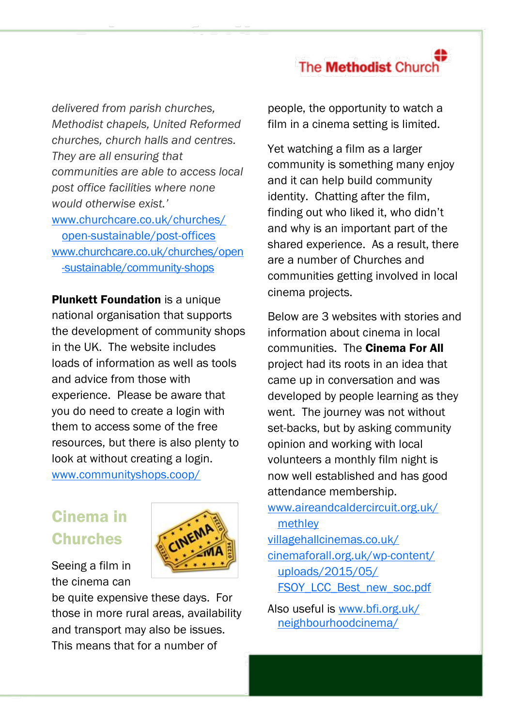*delivered from parish churches, Methodist chapels, United Reformed churches, church halls and centres. They are all ensuring that communities are able to access local post office facilities where none would otherwise exist.'*
www.churchcare.co.uk/churches/open-sustainable/post-offices
www.churchcare.co.uk/churches/open-sustainable/community-shops

**Plunkett Foundation** is a unique national organisation that supports the development of community shops in the UK. The website includes loads of information as well as tools and advice from those with experience. Please be aware that you do need to create a login with them to access some of the free resources, but there is also plenty to look at without creating a login.
www.communityshops.coop/

## Cinema in Churches

Seeing a film in the cinema can be quite expensive these days. For those in more rural areas, availability and transport may also be issues. This means that for a number of people, the opportunity to watch a film in a cinema setting is limited.

Yet watching a film as a larger community is something many enjoy and it can help build community identity. Chatting after the film, finding out who liked it, who didn't and why is an important part of the shared experience. As a result, there are a number of Churches and communities getting involved in local cinema projects.

Below are 3 websites with stories and information about cinema in local communities. The **Cinema For All** project had its roots in an idea that came up in conversation and was developed by people learning as they went. The journey was not without set-backs, but by asking community opinion and working with local volunteers a monthly film night is now well established and has good attendance membership.
www.aireandcaldercircuit.org.uk/methley
villagehallcinemas.co.uk/
cinemaforall.org.uk/wp-content/uploads/2015/05/FSOY_LCC_Best_new_soc.pdf

Also useful is www.bfi.org.uk/neighbourhoodcinema/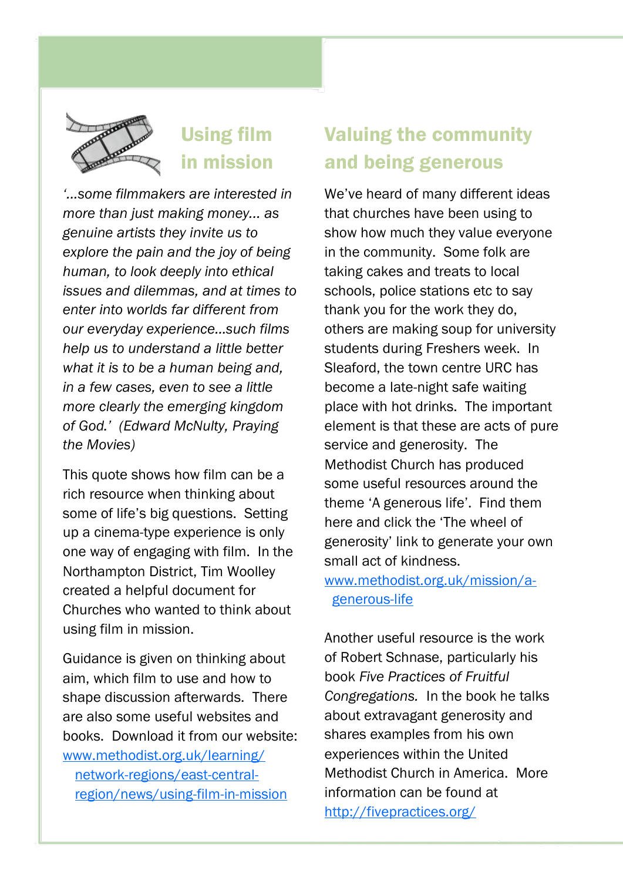## Using film in mission

*'...some filmmakers are interested in more than just making money... as genuine artists they invite us to explore the pain and the joy of being human, to look deeply into ethical issues and dilemmas, and at times to enter into worlds far different from our everyday experience...such films help us to understand a little better what it is to be a human being and, in a few cases, even to see a little more clearly the emerging kingdom of God.' (Edward McNulty, Praying the Movies)*

This quote shows how film can be a rich resource when thinking about some of life's big questions. Setting up a cinema-type experience is only one way of engaging with film. In the Northampton District, Tim Woolley created a helpful document for Churches who wanted to think about using film in mission.

Guidance is given on thinking about aim, which film to use and how to shape discussion afterwards. There are also some useful websites and books. Download it from our website: www.methodist.org.uk/learning/network-regions/east-central-region/news/using-film-in-mission

## Valuing the community and being generous

We've heard of many different ideas that churches have been using to show how much they value everyone in the community. Some folk are taking cakes and treats to local schools, police stations etc to say thank you for the work they do, others are making soup for university students during Freshers week. In Sleaford, the town centre URC has become a late-night safe waiting place with hot drinks. The important element is that these are acts of pure service and generosity. The Methodist Church has produced some useful resources around the theme 'A generous life'. Find them here and click the 'The wheel of generosity' link to generate your own small act of kindness.
www.methodist.org.uk/mission/a-generous-life

Another useful resource is the work of Robert Schnase, particularly his book *Five Practices of Fruitful Congregations.* In the book he talks about extravagant generosity and shares examples from his own experiences within the United Methodist Church in America. More information can be found at http://fivepractices.org/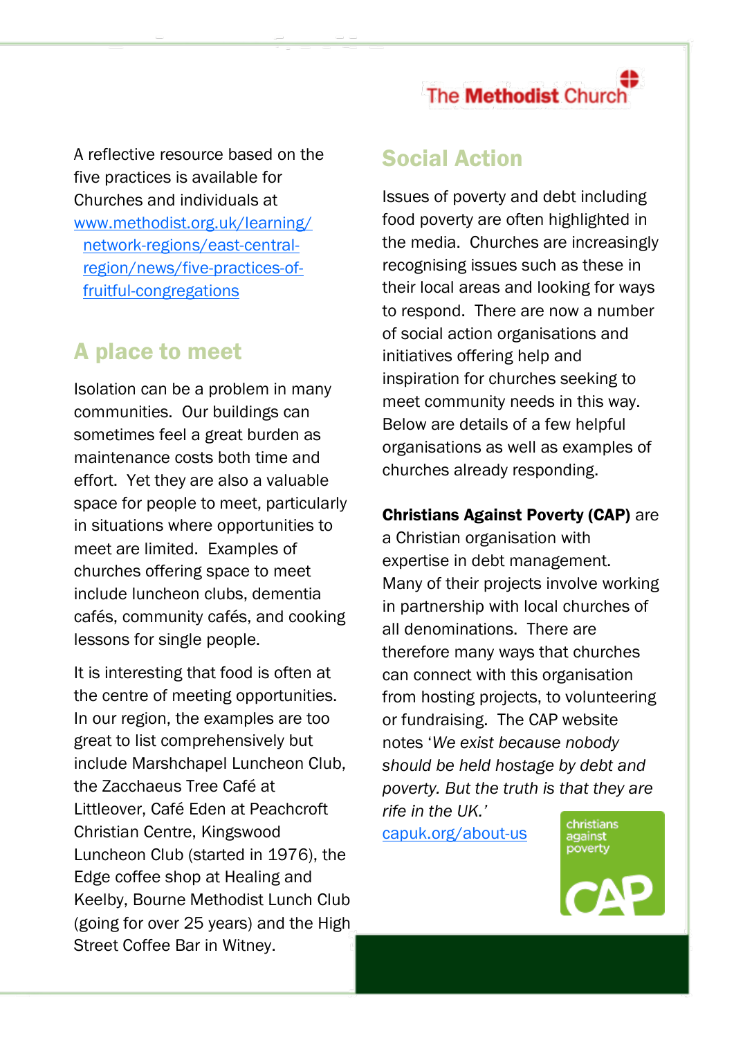A reflective resource based on the five practices is available for Churches and individuals at www.methodist.org.uk/learning/network-regions/east-central-region/news/five-practices-of-fruitful-congregations

## A place to meet

Isolation can be a problem in many communities. Our buildings can sometimes feel a great burden as maintenance costs both time and effort. Yet they are also a valuable space for people to meet, particularly in situations where opportunities to meet are limited. Examples of churches offering space to meet include luncheon clubs, dementia cafés, community cafés, and cooking lessons for single people.

It is interesting that food is often at the centre of meeting opportunities. In our region, the examples are too great to list comprehensively but include Marshchapel Luncheon Club, the Zacchaeus Tree Café at Littleover, Café Eden at Peachcroft Christian Centre, Kingswood Luncheon Club (started in 1976), the Edge coffee shop at Healing and Keelby, Bourne Methodist Lunch Club (going for over 25 years) and the High Street Coffee Bar in Witney.

## Social Action

Issues of poverty and debt including food poverty are often highlighted in the media. Churches are increasingly recognising issues such as these in their local areas and looking for ways to respond. There are now a number of social action organisations and initiatives offering help and inspiration for churches seeking to meet community needs in this way. Below are details of a few helpful organisations as well as examples of churches already responding.

**Christians Against Poverty (CAP)** are a Christian organisation with expertise in debt management. Many of their projects involve working in partnership with local churches of all denominations. There are therefore many ways that churches can connect with this organisation from hosting projects, to volunteering or fundraising. The CAP website notes '*We exist because nobody should be held hostage by debt and poverty. But the truth is that they are rife in the UK.*'
capuk.org/about-us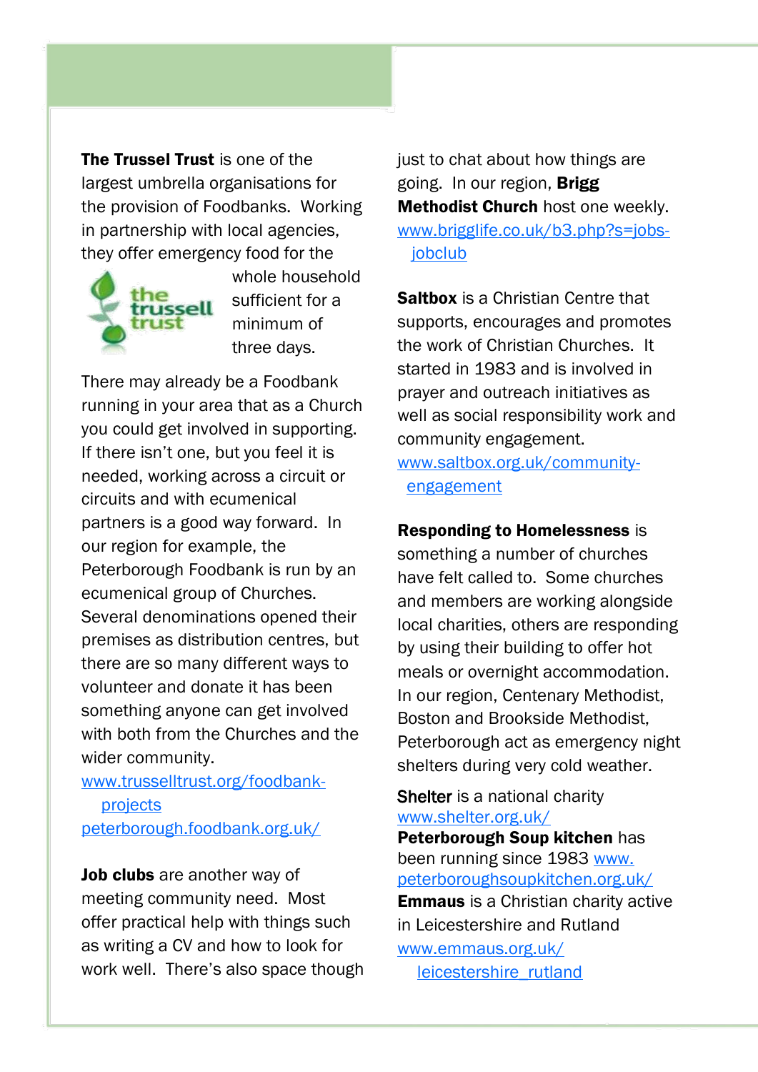**The Trussel Trust** is one of the largest umbrella organisations for the provision of Foodbanks. Working in partnership with local agencies, they offer emergency food for the whole household sufficient for a minimum of three days.

There may already be a Foodbank running in your area that as a Church you could get involved in supporting. If there isn't one, but you feel it is needed, working across a circuit or circuits and with ecumenical partners is a good way forward. In our region for example, the Peterborough Foodbank is run by an ecumenical group of Churches. Several denominations opened their premises as distribution centres, but there are so many different ways to volunteer and donate it has been something anyone can get involved with both from the Churches and the wider community.

www.trusselltrust.org/foodbank-projects
peterborough.foodbank.org.uk/

**Job clubs** are another way of meeting community need. Most offer practical help with things such as writing a CV and how to look for work well. There's also space though just to chat about how things are going. In our region, **Brigg Methodist Church** host one weekly.
www.brigglife.co.uk/b3.php?s=jobs-jobclub

**Saltbox** is a Christian Centre that supports, encourages and promotes the work of Christian Churches. It started in 1983 and is involved in prayer and outreach initiatives as well as social responsibility work and community engagement.
www.saltbox.org.uk/community-engagement

**Responding to Homelessness** is something a number of churches have felt called to. Some churches and members are working alongside local charities, others are responding by using their building to offer hot meals or overnight accommodation. In our region, Centenary Methodist, Boston and Brookside Methodist, Peterborough act as emergency night shelters during very cold weather.

**Shelter** is a national charity
www.shelter.org.uk/
**Peterborough Soup kitchen** has been running since 1983 www.peterboroughsoupkitchen.org.uk/
**Emmaus** is a Christian charity active in Leicestershire and Rutland
www.emmaus.org.uk/leicestershire_rutland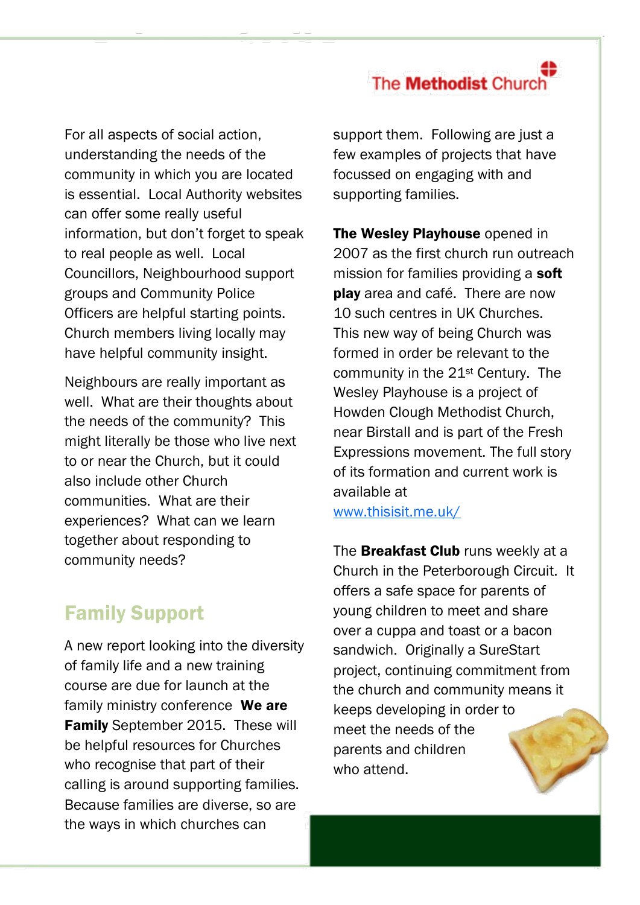For all aspects of social action, understanding the needs of the community in which you are located is essential. Local Authority websites can offer some really useful information, but don't forget to speak to real people as well. Local Councillors, Neighbourhood support groups and Community Police Officers are helpful starting points. Church members living locally may have helpful community insight.

Neighbours are really important as well. What are their thoughts about the needs of the community? This might literally be those who live next to or near the Church, but it could also include other Church communities. What are their experiences? What can we learn together about responding to community needs?

## Family Support

A new report looking into the diversity of family life and a new training course are due for launch at the family ministry conference **We are Family** September 2015. These will be helpful resources for Churches who recognise that part of their calling is around supporting families. Because families are diverse, so are the ways in which churches can support them. Following are just a few examples of projects that have focussed on engaging with and supporting families.

**The Wesley Playhouse** opened in 2007 as the first church run outreach mission for families providing a **soft play** area and café. There are now 10 such centres in UK Churches. This new way of being Church was formed in order be relevant to the community in the 21st Century. The Wesley Playhouse is a project of Howden Clough Methodist Church, near Birstall and is part of the Fresh Expressions movement. The full story of its formation and current work is available at [www.thisisit.me.uk/](http://www.thisisit.me.uk/)

The **Breakfast Club** runs weekly at a Church in the Peterborough Circuit. It offers a safe space for parents of young children to meet and share over a cuppa and toast or a bacon sandwich. Originally a SureStart project, continuing commitment from the church and community means it keeps developing in order to meet the needs of the parents and children who attend.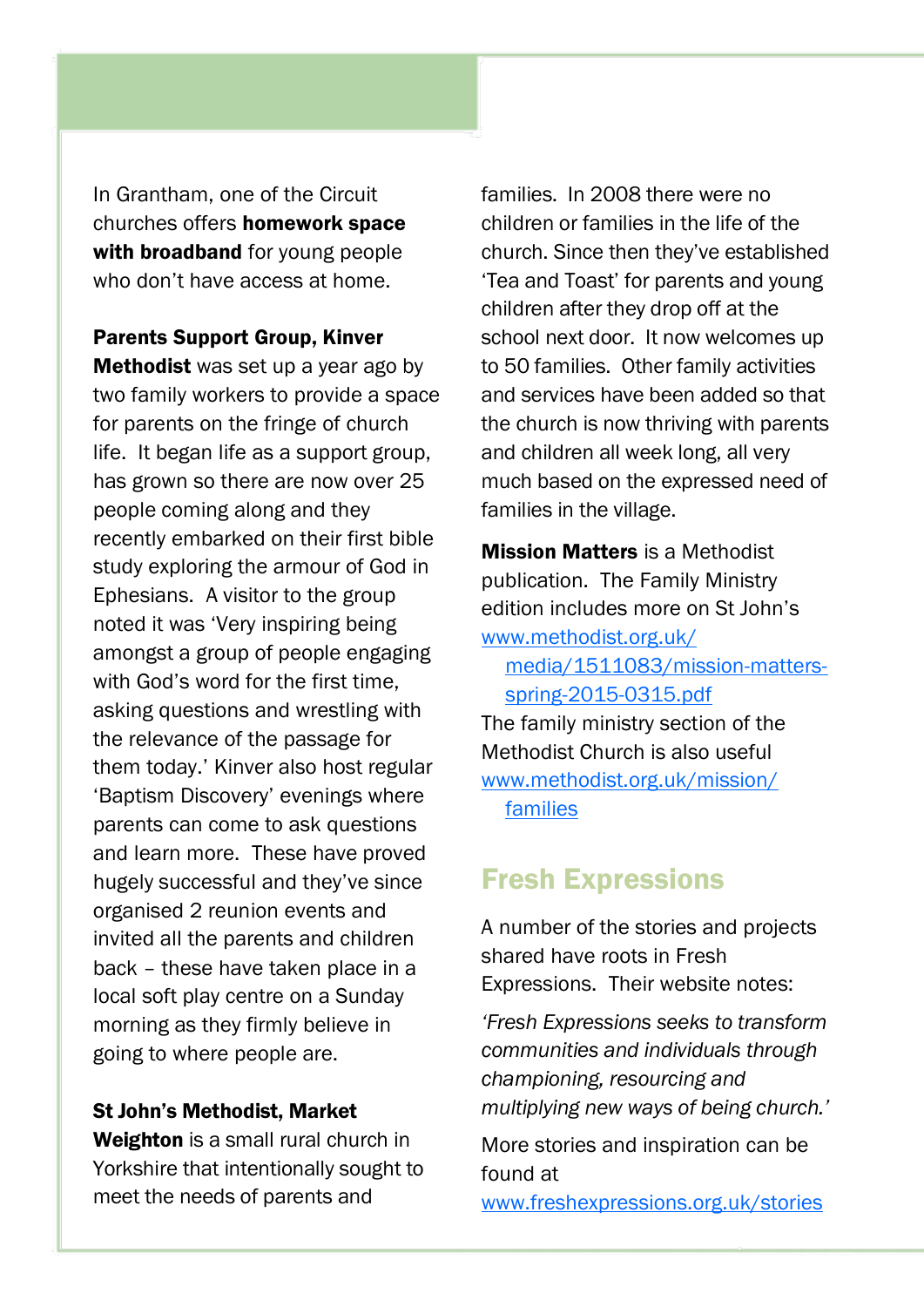In Grantham, one of the Circuit churches offers **homework space with broadband** for young people who don't have access at home.

**Parents Support Group, Kinver Methodist** was set up a year ago by two family workers to provide a space for parents on the fringe of church life. It began life as a support group, has grown so there are now over 25 people coming along and they recently embarked on their first bible study exploring the armour of God in Ephesians. A visitor to the group noted it was 'Very inspiring being amongst a group of people engaging with God's word for the first time, asking questions and wrestling with the relevance of the passage for them today.' Kinver also host regular 'Baptism Discovery' evenings where parents can come to ask questions and learn more. These have proved hugely successful and they've since organised 2 reunion events and invited all the parents and children back – these have taken place in a local soft play centre on a Sunday morning as they firmly believe in going to where people are.

**St John's Methodist, Market Weighton** is a small rural church in Yorkshire that intentionally sought to meet the needs of parents and families. In 2008 there were no children or families in the life of the church. Since then they've established 'Tea and Toast' for parents and young children after they drop off at the school next door. It now welcomes up to 50 families. Other family activities and services have been added so that the church is now thriving with parents and children all week long, all very much based on the expressed need of families in the village.

**Mission Matters** is a Methodist publication. The Family Ministry edition includes more on St John's www.methodist.org.uk/media/1511083/mission-matters-spring-2015-0315.pdf

The family ministry section of the Methodist Church is also useful www.methodist.org.uk/mission/families

## Fresh Expressions

A number of the stories and projects shared have roots in Fresh Expressions. Their website notes:

*'Fresh Expressions seeks to transform communities and individuals through championing, resourcing and multiplying new ways of being church.'*

More stories and inspiration can be found at www.freshexpressions.org.uk/stories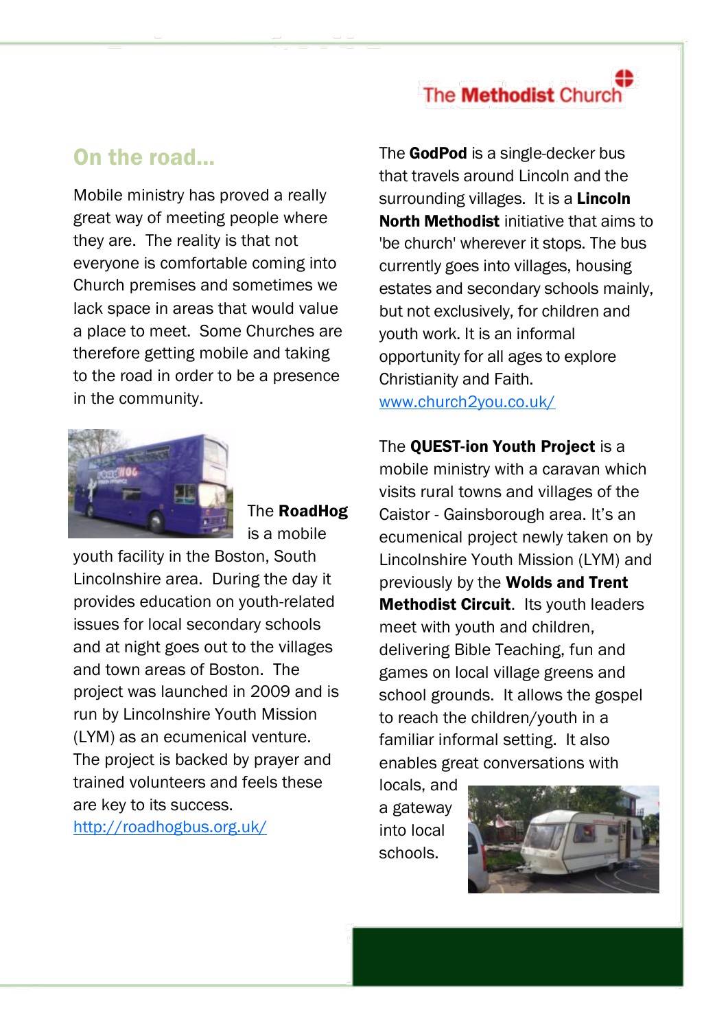The Methodist Church

## On the road...

Mobile ministry has proved a really great way of meeting people where they are. The reality is that not everyone is comfortable coming into Church premises and sometimes we lack space in areas that would value a place to meet. Some Churches are therefore getting mobile and taking to the road in order to be a presence in the community.

The **RoadHog** is a mobile youth facility in the Boston, South Lincolnshire area. During the day it provides education on youth-related issues for local secondary schools and at night goes out to the villages and town areas of Boston. The project was launched in 2009 and is run by Lincolnshire Youth Mission (LYM) as an ecumenical venture. The project is backed by prayer and trained volunteers and feels these are key to its success.
http://roadhogbus.org.uk/

The **GodPod** is a single-decker bus that travels around Lincoln and the surrounding villages. It is a **Lincoln North Methodist** initiative that aims to 'be church' wherever it stops. The bus currently goes into villages, housing estates and secondary schools mainly, but not exclusively, for children and youth work. It is an informal opportunity for all ages to explore Christianity and Faith.
www.church2you.co.uk/

The **QUEST-ion Youth Project** is a mobile ministry with a caravan which visits rural towns and villages of the Caistor - Gainsborough area. It's an ecumenical project newly taken on by Lincolnshire Youth Mission (LYM) and previously by the **Wolds and Trent Methodist Circuit**. Its youth leaders meet with youth and children, delivering Bible Teaching, fun and games on local village greens and school grounds. It allows the gospel to reach the children/youth in a familiar informal setting. It also enables great conversations with locals, and a gateway into local schools.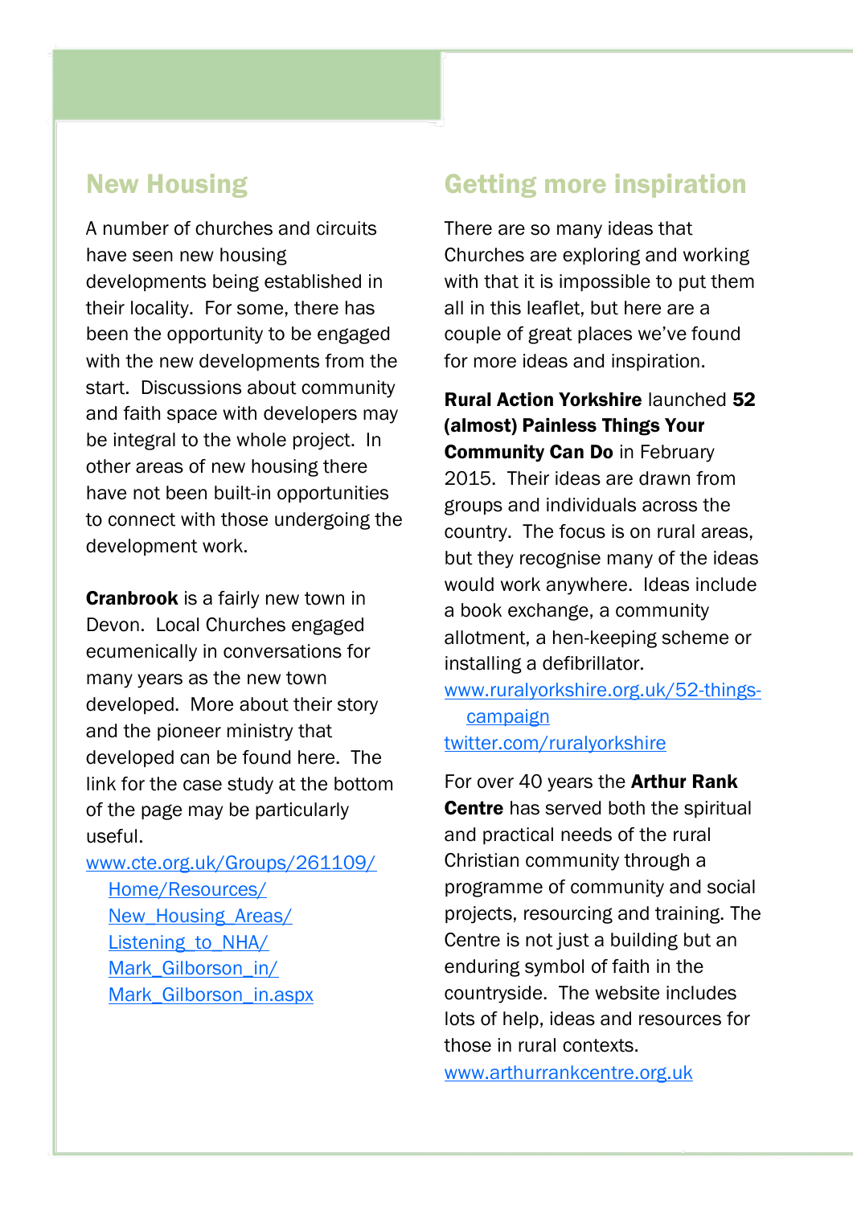## New Housing

A number of churches and circuits have seen new housing developments being established in their locality. For some, there has been the opportunity to be engaged with the new developments from the start. Discussions about community and faith space with developers may be integral to the whole project. In other areas of new housing there have not been built-in opportunities to connect with those undergoing the development work.

**Cranbrook** is a fairly new town in Devon. Local Churches engaged ecumenically in conversations for many years as the new town developed. More about their story and the pioneer ministry that developed can be found here. The link for the case study at the bottom of the page may be particularly useful.
www.cte.org.uk/Groups/261109/Home/Resources/New_Housing_Areas/Listening_to_NHA/Mark_Gilborson_in/Mark_Gilborson_in.aspx

## Getting more inspiration

There are so many ideas that Churches are exploring and working with that it is impossible to put them all in this leaflet, but here are a couple of great places we've found for more ideas and inspiration.

**Rural Action Yorkshire** launched **52 (almost) Painless Things Your Community Can Do** in February 2015. Their ideas are drawn from groups and individuals across the country. The focus is on rural areas, but they recognise many of the ideas would work anywhere. Ideas include a book exchange, a community allotment, a hen-keeping scheme or installing a defibrillator.
www.ruralyorkshire.org.uk/52-things-campaign
twitter.com/ruralyorkshire

For over 40 years the **Arthur Rank Centre** has served both the spiritual and practical needs of the rural Christian community through a programme of community and social projects, resourcing and training. The Centre is not just a building but an enduring symbol of faith in the countryside. The website includes lots of help, ideas and resources for those in rural contexts.
www.arthurrankcentre.org.uk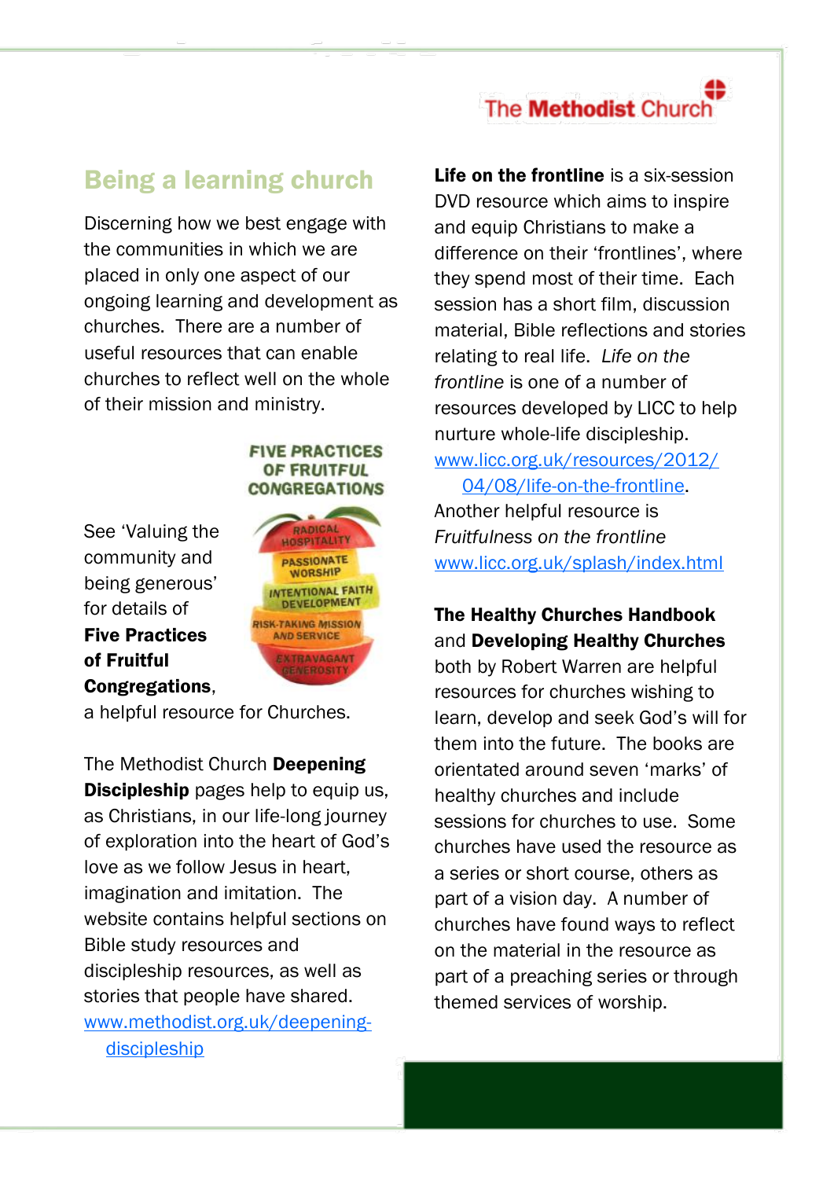## Being a learning church

Discerning how we best engage with the communities in which we are placed in only one aspect of our ongoing learning and development as churches. There are a number of useful resources that can enable churches to reflect well on the whole of their mission and ministry.

See 'Valuing the community and being generous' for details of **Five Practices of Fruitful Congregations**, a helpful resource for Churches.

The Methodist Church **Deepening Discipleship** pages help to equip us, as Christians, in our life-long journey of exploration into the heart of God's love as we follow Jesus in heart, imagination and imitation. The website contains helpful sections on Bible study resources and discipleship resources, as well as stories that people have shared. www.methodist.org.uk/deepening-discipleship

**Life on the frontline** is a six-session DVD resource which aims to inspire and equip Christians to make a difference on their 'frontlines', where they spend most of their time. Each session has a short film, discussion material, Bible reflections and stories relating to real life. *Life on the frontline* is one of a number of resources developed by LICC to help nurture whole-life discipleship. www.licc.org.uk/resources/2012/04/08/life-on-the-frontline.

Another helpful resource is *Fruitfulness on the frontline* www.licc.org.uk/splash/index.html

**The Healthy Churches Handbook** and **Developing Healthy Churches** both by Robert Warren are helpful resources for churches wishing to learn, develop and seek God's will for them into the future. The books are orientated around seven 'marks' of healthy churches and include sessions for churches to use. Some churches have used the resource as a series or short course, others as part of a vision day. A number of churches have found ways to reflect on the material in the resource as part of a preaching series or through themed services of worship.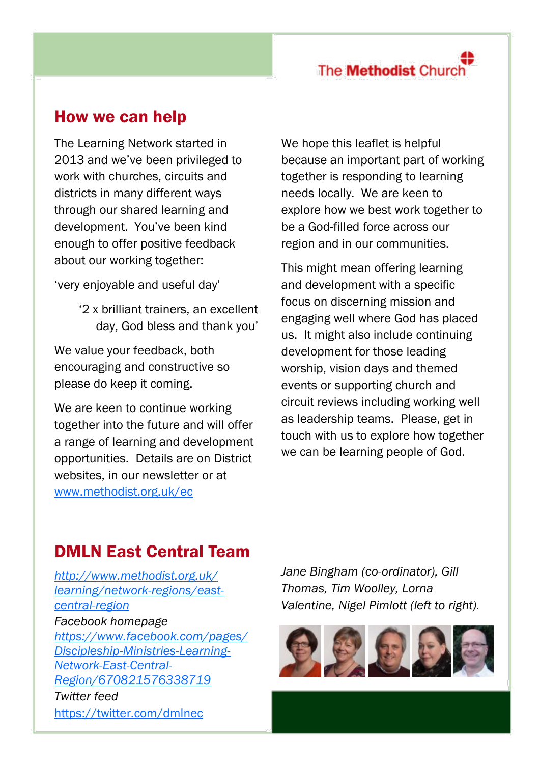The Methodist Church

## How we can help

The Learning Network started in 2013 and we've been privileged to work with churches, circuits and districts in many different ways through our shared learning and development. You've been kind enough to offer positive feedback about our working together:

'very enjoyable and useful day'

> '2 x brilliant trainers, an excellent day, God bless and thank you'

We value your feedback, both encouraging and constructive so please do keep it coming.

We are keen to continue working together into the future and will offer a range of learning and development opportunities. Details are on District websites, in our newsletter or at [www.methodist.org.uk/ec](http://www.methodist.org.uk/ec)

We hope this leaflet is helpful because an important part of working together is responding to learning needs locally. We are keen to explore how we best work together to be a God-filled force across our region and in our communities.

This might mean offering learning and development with a specific focus on discerning mission and engaging well where God has placed us. It might also include continuing development for those leading worship, vision days and themed events or supporting church and circuit reviews including working well as leadership teams. Please, get in touch with us to explore how together we can be learning people of God.

## DMLN East Central Team

*[http://www.methodist.org.uk/learning/network-regions/east-central-region](http://www.methodist.org.uk/learning/network-regions/east-central-region)*

*Facebook homepage*

*[https://www.facebook.com/pages/Discipleship-Ministries-Learning-Network-East-Central-Region/670821576338719](https://www.facebook.com/pages/Discipleship-Ministries-Learning-Network-East-Central-Region/670821576338719)*

*Twitter feed*

[https://twitter.com/dmlnec](https://twitter.com/dmlnec)

*Jane Bingham (co-ordinator), Gill Thomas, Tim Woolley, Lorna Valentine, Nigel Pimlott (left to right).*